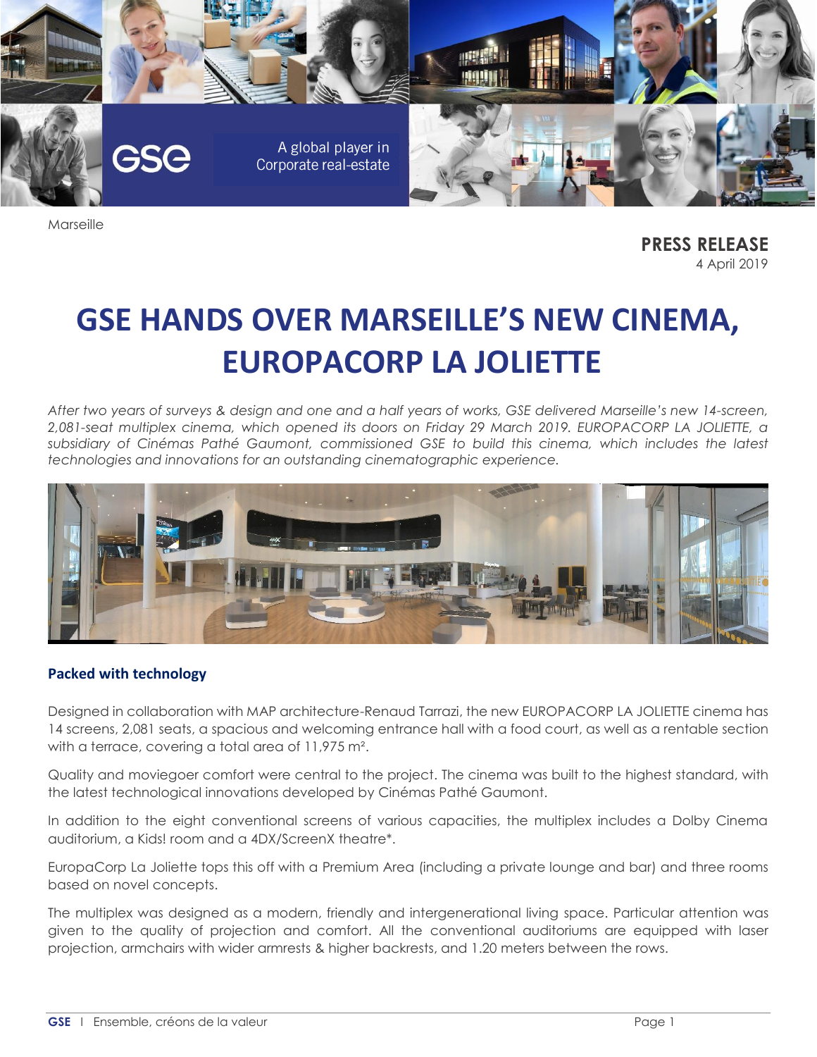GSE

A global player in Corporate real-estate

Marseille

**PRESS RELEASE**
4 April 2019

# GSE HANDS OVER MARSEILLE'S NEW CINEMA, EUROPACORP LA JOLIETTE

*After two years of surveys & design and one and a half years of works, GSE delivered Marseille's new 14-screen, 2,081-seat multiplex cinema, which opened its doors on Friday 29 March 2019. EUROPACORP LA JOLIETTE, a subsidiary of Cinémas Pathé Gaumont, commissioned GSE to build this cinema, which includes the latest technologies and innovations for an outstanding cinematographic experience.*

## Packed with technology

Designed in collaboration with MAP architecture-Renaud Tarrazi, the new EUROPACORP LA JOLIETTE cinema has 14 screens, 2,081 seats, a spacious and welcoming entrance hall with a food court, as well as a rentable section with a terrace, covering a total area of 11,975 m².

Quality and moviegoer comfort were central to the project. The cinema was built to the highest standard, with the latest technological innovations developed by Cinémas Pathé Gaumont.

In addition to the eight conventional screens of various capacities, the multiplex includes a Dolby Cinema auditorium, a Kids! room and a 4DX/ScreenX theatre*.

EuropaCorp La Joliette tops this off with a Premium Area (including a private lounge and bar) and three rooms based on novel concepts.

The multiplex was designed as a modern, friendly and intergenerational living space. Particular attention was given to the quality of projection and comfort. All the conventional auditoriums are equipped with laser projection, armchairs with wider armrests & higher backrests, and 1.20 meters between the rows.

**GSE** I Ensemble, créons de la valeur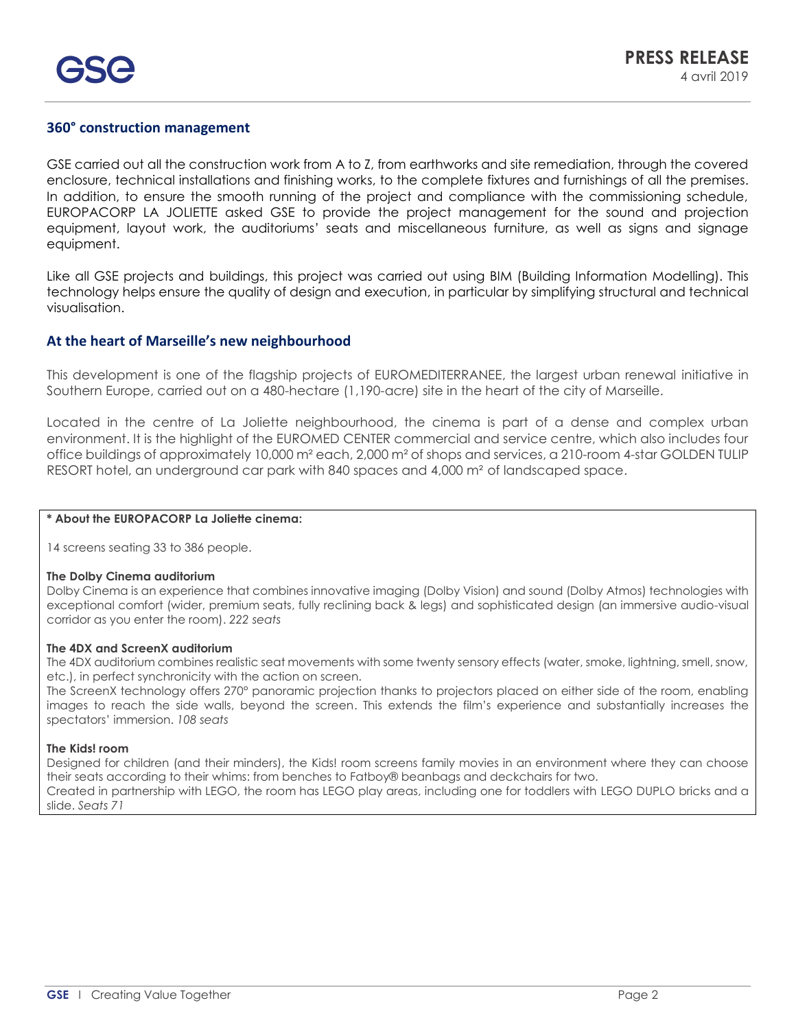## 360° construction management

GSE carried out all the construction work from A to Z, from earthworks and site remediation, through the covered enclosure, technical installations and finishing works, to the complete fixtures and furnishings of all the premises. In addition, to ensure the smooth running of the project and compliance with the commissioning schedule, EUROPACORP LA JOLIETTE asked GSE to provide the project management for the sound and projection equipment, layout work, the auditoriums' seats and miscellaneous furniture, as well as signs and signage equipment.

Like all GSE projects and buildings, this project was carried out using BIM (Building Information Modelling). This technology helps ensure the quality of design and execution, in particular by simplifying structural and technical visualisation.

## At the heart of Marseille's new neighbourhood

This development is one of the flagship projects of EUROMEDITERRANEE, the largest urban renewal initiative in Southern Europe, carried out on a 480-hectare (1,190-acre) site in the heart of the city of Marseille.

Located in the centre of La Joliette neighbourhood, the cinema is part of a dense and complex urban environment. It is the highlight of the EUROMED CENTER commercial and service centre, which also includes four office buildings of approximately 10,000 m² each, 2,000 m² of shops and services, a 210-room 4-star GOLDEN TULIP RESORT hotel, an underground car park with 840 spaces and 4,000 m² of landscaped space.

**\* About the EUROPACORP La Joliette cinema:**

14 screens seating 33 to 386 people.

**The Dolby Cinema auditorium**

Dolby Cinema is an experience that combines innovative imaging (Dolby Vision) and sound (Dolby Atmos) technologies with exceptional comfort (wider, premium seats, fully reclining back & legs) and sophisticated design (an immersive audio-visual corridor as you enter the room). *222 seats*

**The 4DX and ScreenX auditorium**

The 4DX auditorium combines realistic seat movements with some twenty sensory effects (water, smoke, lightning, smell, snow, etc.), in perfect synchronicity with the action on screen.

The ScreenX technology offers 270° panoramic projection thanks to projectors placed on either side of the room, enabling images to reach the side walls, beyond the screen. This extends the film's experience and substantially increases the spectators' immersion. *108 seats*

**The Kids! room**

Designed for children (and their minders), the Kids! room screens family movies in an environment where they can choose their seats according to their whims: from benches to Fatboy® beanbags and deckchairs for two.

Created in partnership with LEGO, the room has LEGO play areas, including one for toddlers with LEGO DUPLO bricks and a slide. *Seats 71*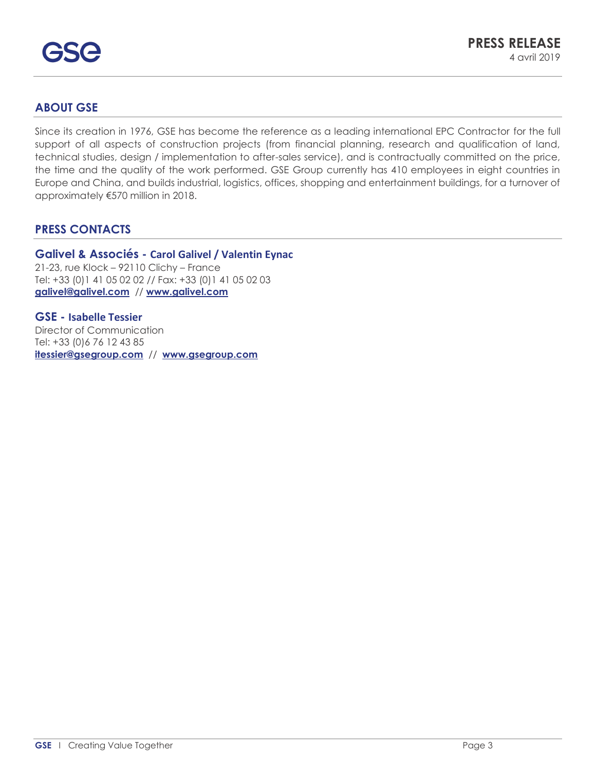## ABOUT GSE

Since its creation in 1976, GSE has become the reference as a leading international EPC Contractor for the full support of all aspects of construction projects (from financial planning, research and qualification of land, technical studies, design / implementation to after-sales service), and is contractually committed on the price, the time and the quality of the work performed. GSE Group currently has 410 employees in eight countries in Europe and China, and builds industrial, logistics, offices, shopping and entertainment buildings, for a turnover of approximately €570 million in 2018.

## PRESS CONTACTS

**Galivel & Associés - Carol Galivel / Valentin Eynac**
21-23, rue Klock – 92110 Clichy – France
Tel: +33 (0)1 41 05 02 02 // Fax: +33 (0)1 41 05 02 03
**galivel@galivel.com** // **www.galivel.com**

**GSE - Isabelle Tessier**
Director of Communication
Tel: +33 (0)6 76 12 43 85
**itessier@gsegroup.com** // **www.gsegroup.com**